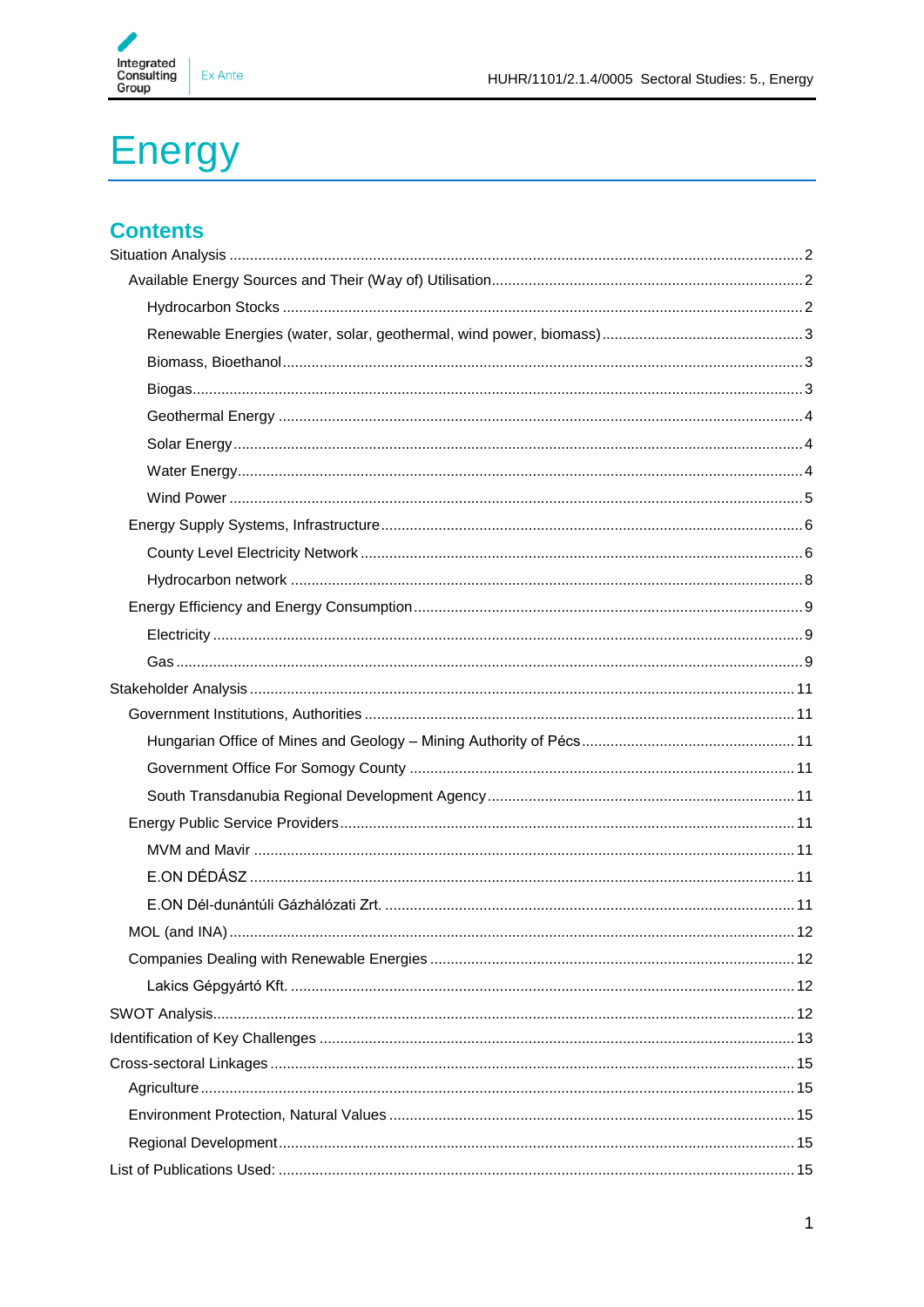# Energy

## Contents

Situation Analysis ... 2

- Available Energy Sources and Their (Way of) Utilisation ... 2
  - Hydrocarbon Stocks ... 2
  - Renewable Energies (water, solar, geothermal, wind power, biomass) ... 3
  - Biomass, Bioethanol ... 3
  - Biogas ... 3
  - Geothermal Energy ... 4
  - Solar Energy ... 4
  - Water Energy ... 4
  - Wind Power ... 5
- Energy Supply Systems, Infrastructure ... 6
  - County Level Electricity Network ... 6
  - Hydrocarbon network ... 8
- Energy Efficiency and Energy Consumption ... 9
  - Electricity ... 9
  - Gas ... 9

Stakeholder Analysis ... 11

- Government Institutions, Authorities ... 11
  - Hungarian Office of Mines and Geology – Mining Authority of Pécs ... 11
  - Government Office For Somogy County ... 11
  - South Transdanubia Regional Development Agency ... 11
- Energy Public Service Providers ... 11
  - MVM and Mavir ... 11
  - E.ON DÉDÁSZ ... 11
  - E.ON Dél-dunántúli Gázhálózati Zrt. ... 11
- MOL (and INA) ... 12
- Companies Dealing with Renewable Energies ... 12
  - Lakics Gépgyártó Kft. ... 12

SWOT Analysis ... 12

Identification of Key Challenges ... 13

Cross-sectoral Linkages ... 15

- Agriculture ... 15
- Environment Protection, Natural Values ... 15
- Regional Development ... 15

List of Publications Used: ... 15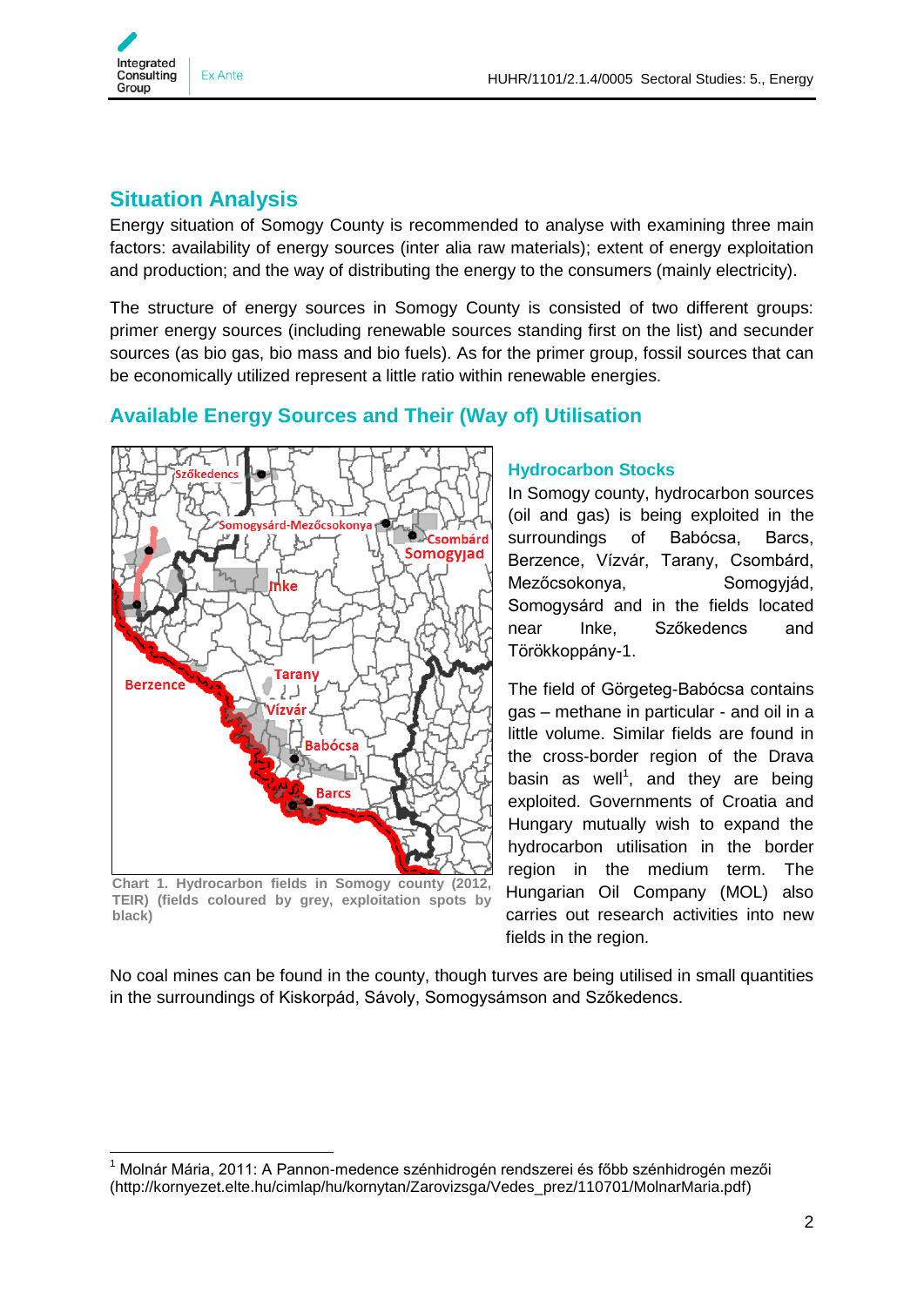## Situation Analysis

Energy situation of Somogy County is recommended to analyse with examining three main factors: availability of energy sources (inter alia raw materials); extent of energy exploitation and production; and the way of distributing the energy to the consumers (mainly electricity).

The structure of energy sources in Somogy County is consisted of two different groups: primer energy sources (including renewable sources standing first on the list) and secunder sources (as bio gas, bio mass and bio fuels). As for the primer group, fossil sources that can be economically utilized represent a little ratio within renewable energies.

## Available Energy Sources and Their (Way of) Utilisation

### Hydrocarbon Stocks

In Somogy county, hydrocarbon sources (oil and gas) is being exploited in the surroundings of Babócsa, Barcs, Berzence, Vízvár, Tarany, Csombárd, Mezőcsokonya, Somogyjád, Somogysárd and in the fields located near Inke, Szőkedencs and Törökkoppány-1.

The field of Görgeteg-Babócsa contains gas – methane in particular - and oil in a little volume. Similar fields are found in the cross-border region of the Drava basin as well[1], and they are being exploited. Governments of Croatia and Hungary mutually wish to expand the hydrocarbon utilisation in the border region in the medium term. The Hungarian Oil Company (MOL) also carries out research activities into new fields in the region.

Chart 1. Hydrocarbon fields in Somogy county (2012, TEIR) (fields coloured by grey, exploitation spots by black)

No coal mines can be found in the county, though turves are being utilised in small quantities in the surroundings of Kiskorpád, Sávoly, Somogysámson and Szőkedencs.

---

[1] Molnár Mária, 2011: A Pannon-medence szénhidrogén rendszerei és főbb szénhidrogén mezői (http://kornyezet.elte.hu/cimlap/hu/kornytan/Zarovizsga/Vedes_prez/110701/MolnarMaria.pdf)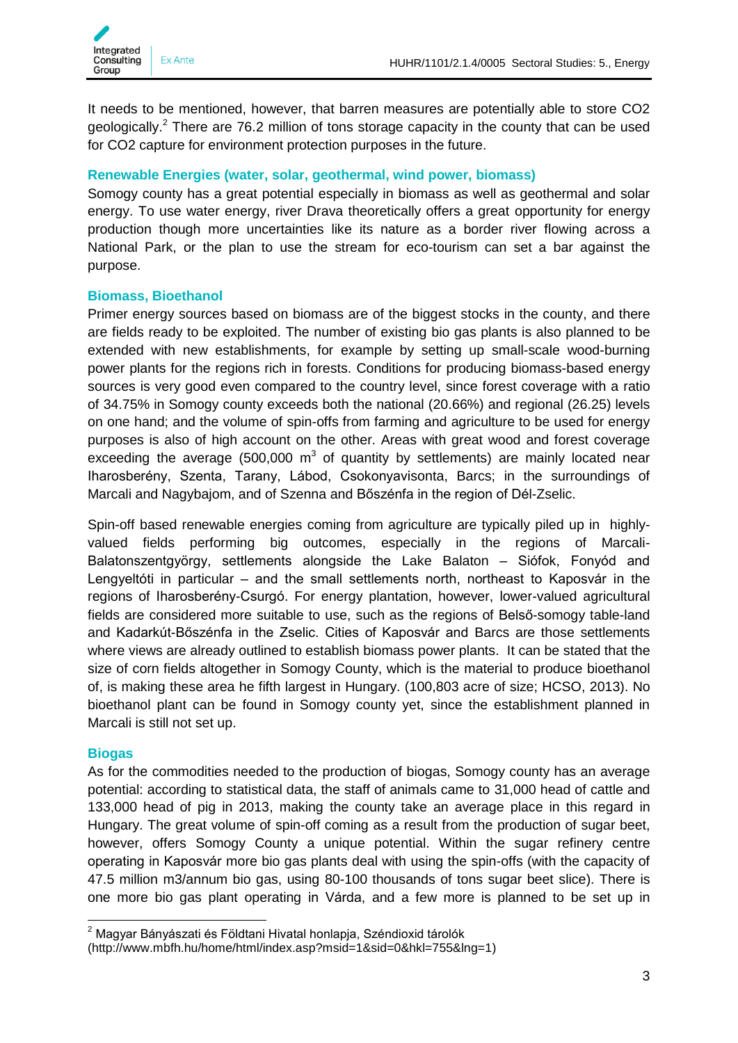It needs to be mentioned, however, that barren measures are potentially able to store CO2 geologically.[2] There are 76.2 million of tons storage capacity in the county that can be used for CO2 capture for environment protection purposes in the future.

### Renewable Energies (water, solar, geothermal, wind power, biomass)

Somogy county has a great potential especially in biomass as well as geothermal and solar energy. To use water energy, river Drava theoretically offers a great opportunity for energy production though more uncertainties like its nature as a border river flowing across a National Park, or the plan to use the stream for eco-tourism can set a bar against the purpose.

### Biomass, Bioethanol

Primer energy sources based on biomass are of the biggest stocks in the county, and there are fields ready to be exploited. The number of existing bio gas plants is also planned to be extended with new establishments, for example by setting up small-scale wood-burning power plants for the regions rich in forests. Conditions for producing biomass-based energy sources is very good even compared to the country level, since forest coverage with a ratio of 34.75% in Somogy county exceeds both the national (20.66%) and regional (26.25) levels on one hand; and the volume of spin-offs from farming and agriculture to be used for energy purposes is also of high account on the other. Areas with great wood and forest coverage exceeding the average (500,000 $m^3$ of quantity by settlements) are mainly located near Iharosberény, Szenta, Tarany, Lábod, Csokonyavisonta, Barcs; in the surroundings of Marcali and Nagybajom, and of Szenna and Bőszénfa in the region of Dél-Zselic.

Spin-off based renewable energies coming from agriculture are typically piled up in highly-valued fields performing big outcomes, especially in the regions of Marcali-Balatonszentgyörgy, settlements alongside the Lake Balaton – Siófok, Fonyód and Lengyeltóti in particular – and the small settlements north, northeast to Kaposvár in the regions of Iharosberény-Csurgó. For energy plantation, however, lower-valued agricultural fields are considered more suitable to use, such as the regions of Belső-somogy table-land and Kadarkút-Bőszénfa in the Zselic. Cities of Kaposvár and Barcs are those settlements where views are already outlined to establish biomass power plants. It can be stated that the size of corn fields altogether in Somogy County, which is the material to produce bioethanol of, is making these area he fifth largest in Hungary. (100,803 acre of size; HCSO, 2013). No bioethanol plant can be found in Somogy county yet, since the establishment planned in Marcali is still not set up.

### Biogas

As for the commodities needed to the production of biogas, Somogy county has an average potential: according to statistical data, the staff of animals came to 31,000 head of cattle and 133,000 head of pig in 2013, making the county take an average place in this regard in Hungary. The great volume of spin-off coming as a result from the production of sugar beet, however, offers Somogy County a unique potential. Within the sugar refinery centre operating in Kaposvár more bio gas plants deal with using the spin-offs (with the capacity of 47.5 million m3/annum bio gas, using 80-100 thousands of tons sugar beet slice). There is one more bio gas plant operating in Várda, and a few more is planned to be set up in

---

[2] Magyar Bányászati és Földtani Hivatal honlapja, Széndioxid tárolók (http://www.mbfh.hu/home/html/index.asp?msid=1&sid=0&hkl=755&lng=1)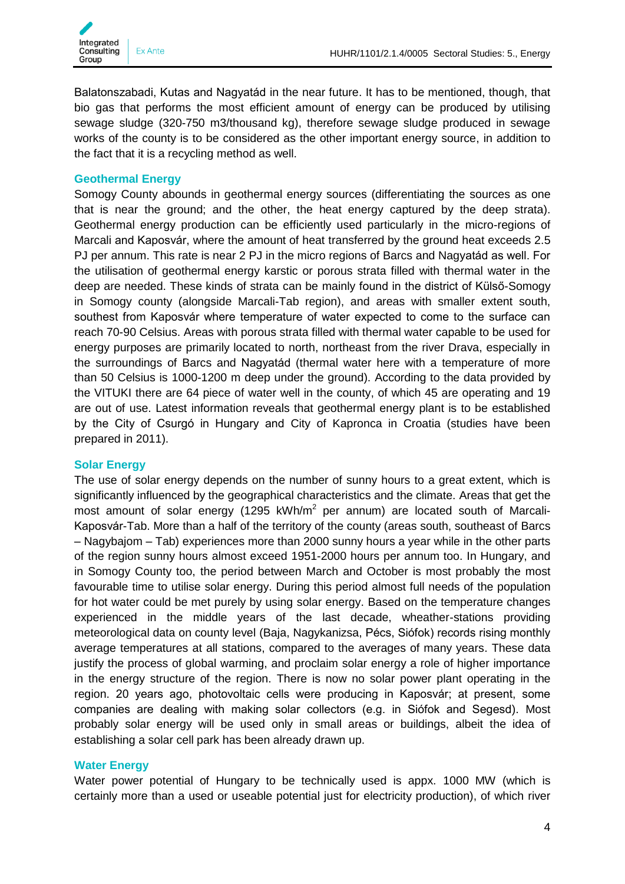Balatonszabadi, Kutas and Nagyatád in the near future. It has to be mentioned, though, that bio gas that performs the most efficient amount of energy can be produced by utilising sewage sludge (320-750 m3/thousand kg), therefore sewage sludge produced in sewage works of the county is to be considered as the other important energy source, in addition to the fact that it is a recycling method as well.

## Geothermal Energy

Somogy County abounds in geothermal energy sources (differentiating the sources as one that is near the ground; and the other, the heat energy captured by the deep strata). Geothermal energy production can be efficiently used particularly in the micro-regions of Marcali and Kaposvár, where the amount of heat transferred by the ground heat exceeds 2.5 PJ per annum. This rate is near 2 PJ in the micro regions of Barcs and Nagyatád as well. For the utilisation of geothermal energy karstic or porous strata filled with thermal water in the deep are needed. These kinds of strata can be mainly found in the district of Külső-Somogy in Somogy county (alongside Marcali-Tab region), and areas with smaller extent south, southest from Kaposvár where temperature of water expected to come to the surface can reach 70-90 Celsius. Areas with porous strata filled with thermal water capable to be used for energy purposes are primarily located to north, northeast from the river Drava, especially in the surroundings of Barcs and Nagyatád (thermal water here with a temperature of more than 50 Celsius is 1000-1200 m deep under the ground). According to the data provided by the VITUKI there are 64 piece of water well in the county, of which 45 are operating and 19 are out of use. Latest information reveals that geothermal energy plant is to be established by the City of Csurgó in Hungary and City of Kapronca in Croatia (studies have been prepared in 2011).

## Solar Energy

The use of solar energy depends on the number of sunny hours to a great extent, which is significantly influenced by the geographical characteristics and the climate. Areas that get the most amount of solar energy (1295 kWh/m$^2$ per annum) are located south of Marcali-Kaposvár-Tab. More than a half of the territory of the county (areas south, southeast of Barcs – Nagybajom – Tab) experiences more than 2000 sunny hours a year while in the other parts of the region sunny hours almost exceed 1951-2000 hours per annum too. In Hungary, and in Somogy County too, the period between March and October is most probably the most favourable time to utilise solar energy. During this period almost full needs of the population for hot water could be met purely by using solar energy. Based on the temperature changes experienced in the middle years of the last decade, wheather-stations providing meteorological data on county level (Baja, Nagykanizsa, Pécs, Siófok) records rising monthly average temperatures at all stations, compared to the averages of many years. These data justify the process of global warming, and proclaim solar energy a role of higher importance in the energy structure of the region. There is now no solar power plant operating in the region. 20 years ago, photovoltaic cells were producing in Kaposvár; at present, some companies are dealing with making solar collectors (e.g. in Siófok and Segesd). Most probably solar energy will be used only in small areas or buildings, albeit the idea of establishing a solar cell park has been already drawn up.

## Water Energy

Water power potential of Hungary to be technically used is appx. 1000 MW (which is certainly more than a used or useable potential just for electricity production), of which river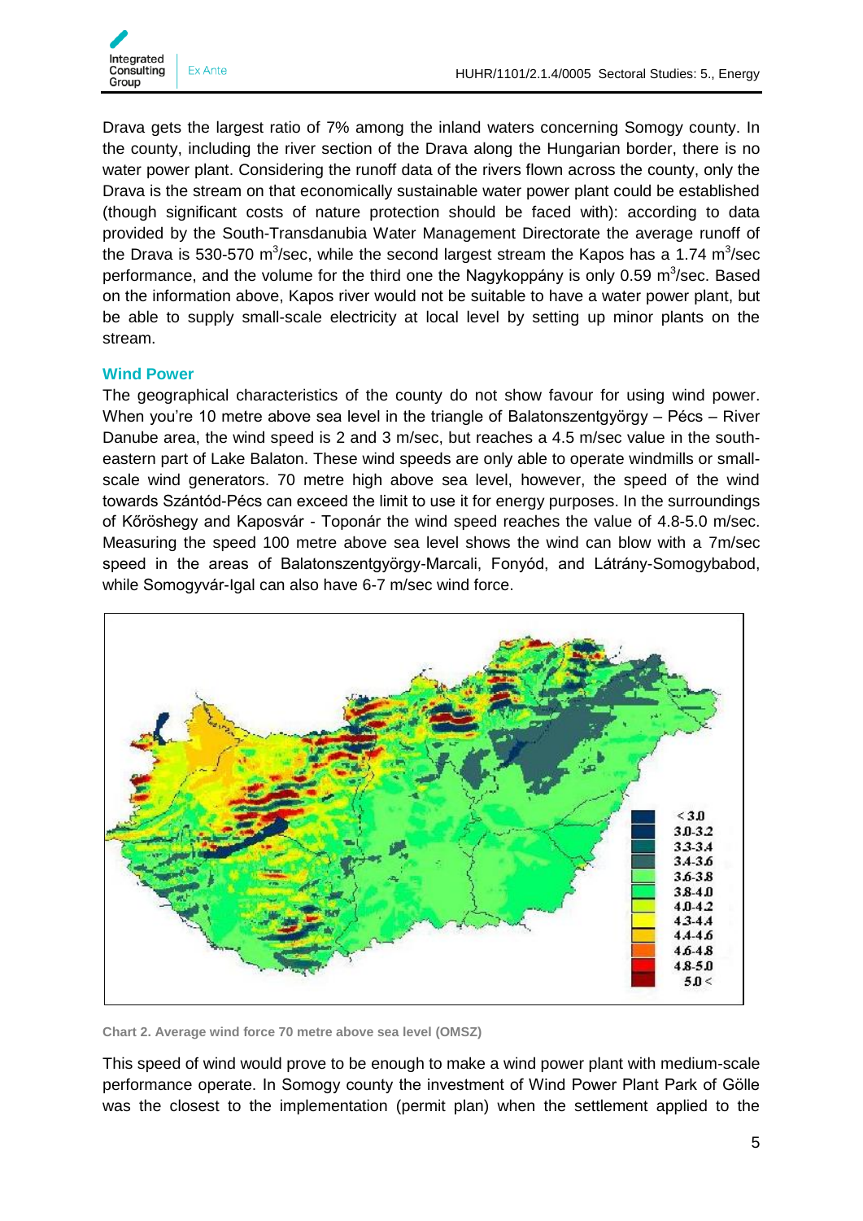Drava gets the largest ratio of 7% among the inland waters concerning Somogy county. In the county, including the river section of the Drava along the Hungarian border, there is no water power plant. Considering the runoff data of the rivers flown across the county, only the Drava is the stream on that economically sustainable water power plant could be established (though significant costs of nature protection should be faced with): according to data provided by the South-Transdanubia Water Management Directorate the average runoff of the Drava is 530-570 $m^3$/sec, while the second largest stream the Kapos has a 1.74 $m^3$/sec performance, and the volume for the third one the Nagykoppány is only 0.59 $m^3$/sec. Based on the information above, Kapos river would not be suitable to have a water power plant, but be able to supply small-scale electricity at local level by setting up minor plants on the stream.

### Wind Power

The geographical characteristics of the county do not show favour for using wind power. When you're 10 metre above sea level in the triangle of Balatonszentgyörgy – Pécs – River Danube area, the wind speed is 2 and 3 m/sec, but reaches a 4.5 m/sec value in the south-eastern part of Lake Balaton. These wind speeds are only able to operate windmills or small-scale wind generators. 70 metre high above sea level, however, the speed of the wind towards Szántód-Pécs can exceed the limit to use it for energy purposes. In the surroundings of Kőröshegy and Kaposvár - Toponár the wind speed reaches the value of 4.8-5.0 m/sec. Measuring the speed 100 metre above sea level shows the wind can blow with a 7m/sec speed in the areas of Balatonszentgyörgy-Marcali, Fonyód, and Látrány-Somogybabod, while Somogyvár-Igal can also have 6-7 m/sec wind force.

Chart 2. Average wind force 70 metre above sea level (OMSZ)

This speed of wind would prove to be enough to make a wind power plant with medium-scale performance operate. In Somogy county the investment of Wind Power Plant Park of Gölle was the closest to the implementation (permit plan) when the settlement applied to the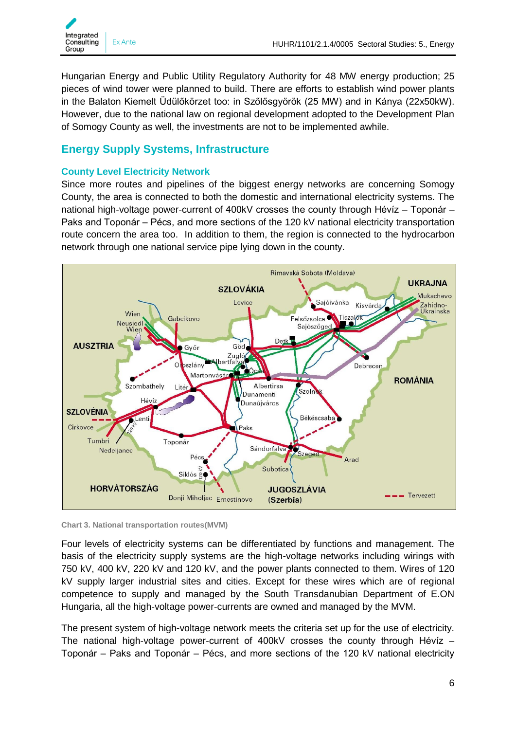Hungarian Energy and Public Utility Regulatory Authority for 48 MW energy production; 25 pieces of wind tower were planned to build. There are efforts to establish wind power plants in the Balaton Kiemelt Üdülőkörzet too: in Szőlősgyörök (25 MW) and in Kánya (22x50kW). However, due to the national law on regional development adopted to the Development Plan of Somogy County as well, the investments are not to be implemented awhile.

## Energy Supply Systems, Infrastructure

### County Level Electricity Network

Since more routes and pipelines of the biggest energy networks are concerning Somogy County, the area is connected to both the domestic and international electricity systems. The national high-voltage power-current of 400kV crosses the county through Hévíz – Toponár – Paks and Toponár – Pécs, and more sections of the 120 kV national electricity transportation route concern the area too. In addition to them, the region is connected to the hydrocarbon network through one national service pipe lying down in the county.

Chart 3. National transportation routes(MVM)

Four levels of electricity systems can be differentiated by functions and management. The basis of the electricity supply systems are the high-voltage networks including wirings with 750 kV, 400 kV, 220 kV and 120 kV, and the power plants connected to them. Wires of 120 kV supply larger industrial sites and cities. Except for these wires which are of regional competence to supply and managed by the South Transdanubian Department of E.ON Hungaria, all the high-voltage power-currents are owned and managed by the MVM.

The present system of high-voltage network meets the criteria set up for the use of electricity. The national high-voltage power-current of 400kV crosses the county through Hévíz – Toponár – Paks and Toponár – Pécs, and more sections of the 120 kV national electricity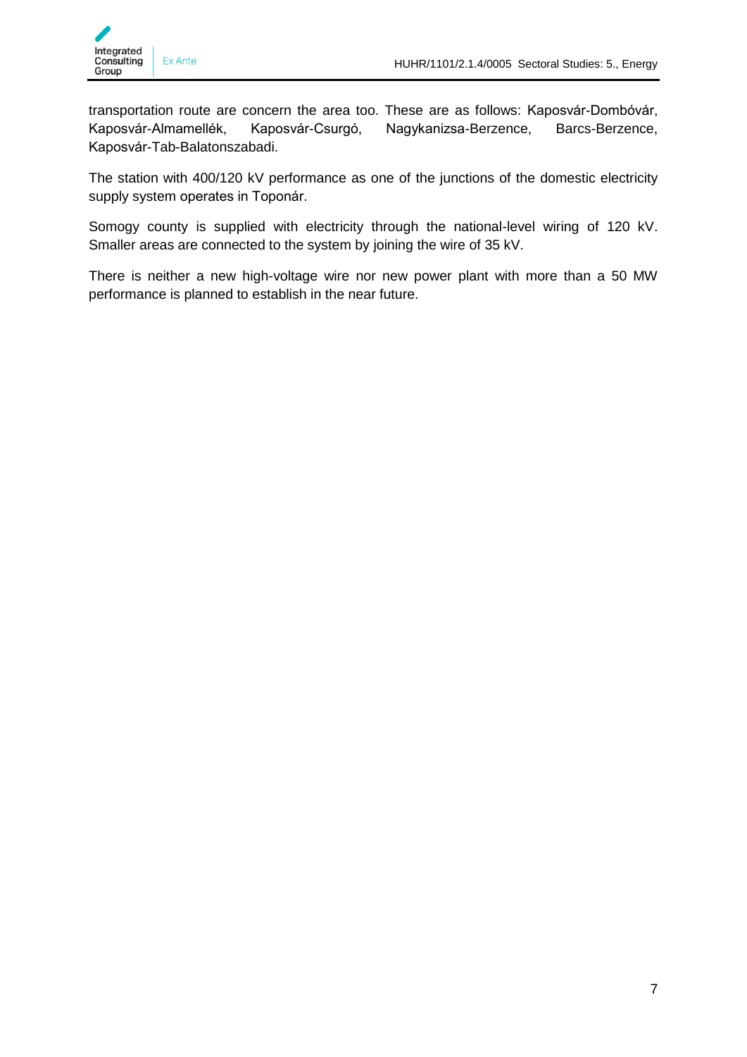transportation route are concern the area too. These are as follows: Kaposvár-Dombóvár, Kaposvár-Almamellék, Kaposvár-Csurgó, Nagykanizsa-Berzence, Barcs-Berzence, Kaposvár-Tab-Balatonszabadi.

The station with 400/120 kV performance as one of the junctions of the domestic electricity supply system operates in Toponár.

Somogy county is supplied with electricity through the national-level wiring of 120 kV. Smaller areas are connected to the system by joining the wire of 35 kV.

There is neither a new high-voltage wire nor new power plant with more than a 50 MW performance is planned to establish in the near future.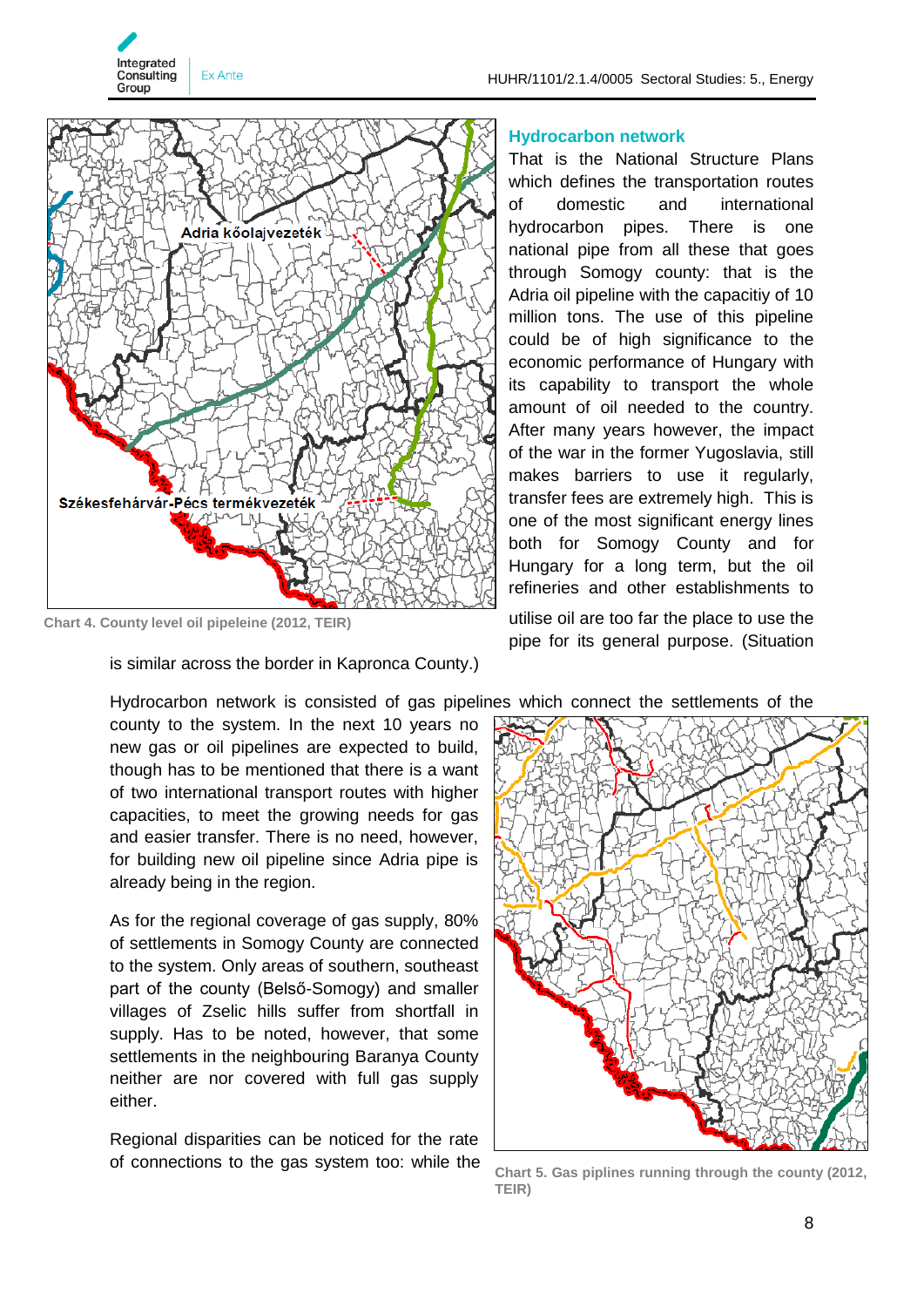Chart 4. County level oil pipeleine (2012, TEIR)

## Hydrocarbon network

That is the National Structure Plans which defines the transportation routes of domestic and international hydrocarbon pipes. There is one national pipe from all these that goes through Somogy county: that is the Adria oil pipeline with the capacitiy of 10 million tons. The use of this pipeline could be of high significance to the economic performance of Hungary with its capability to transport the whole amount of oil needed to the country. After many years however, the impact of the war in the former Yugoslavia, still makes barriers to use it regularly, transfer fees are extremely high. This is one of the most significant energy lines both for Somogy County and for Hungary for a long term, but the oil refineries and other establishments to utilise oil are too far the place to use the pipe for its general purpose. (Situation is similar across the border in Kapronca County.)

Hydrocarbon network is consisted of gas pipelines which connect the settlements of the county to the system. In the next 10 years no new gas or oil pipelines are expected to build, though has to be mentioned that there is a want of two international transport routes with higher capacities, to meet the growing needs for gas and easier transfer. There is no need, however, for building new oil pipeline since Adria pipe is already being in the region.

As for the regional coverage of gas supply, 80% of settlements in Somogy County are connected to the system. Only areas of southern, southeast part of the county (Belső-Somogy) and smaller villages of Zselic hills suffer from shortfall in supply. Has to be noted, however, that some settlements in the neighbouring Baranya County neither are nor covered with full gas supply either.

Regional disparities can be noticed for the rate of connections to the gas system too: while the

Chart 5. Gas piplines running through the county (2012, TEIR)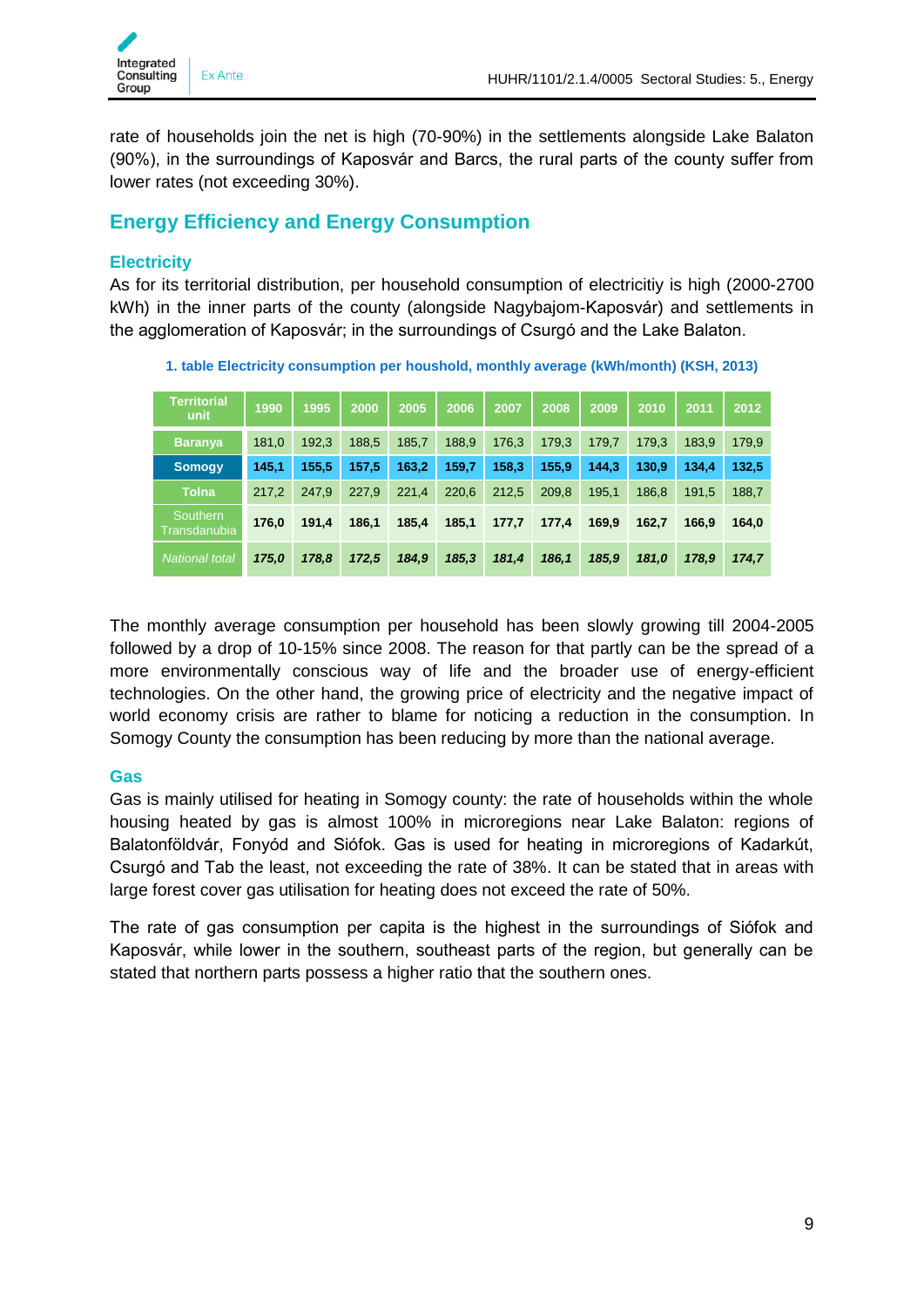rate of households join the net is high (70-90%) in the settlements alongside Lake Balaton (90%), in the surroundings of Kaposvár and Barcs, the rural parts of the county suffer from lower rates (not exceeding 30%).

## Energy Efficiency and Energy Consumption

### Electricity

As for its territorial distribution, per household consumption of electricitiy is high (2000-2700 kWh) in the inner parts of the county (alongside Nagybajom-Kaposvár) and settlements in the agglomeration of Kaposvár; in the surroundings of Csurgó and the Lake Balaton.

**1. table Electricity consumption per houshold, monthly average (kWh/month) (KSH, 2013)**

| Territorial unit | 1990 | 1995 | 2000 | 2005 | 2006 | 2007 | 2008 | 2009 | 2010 | 2011 | 2012 |
|---|---|---|---|---|---|---|---|---|---|---|---|
| **Baranya** | 181,0 | 192,3 | 188,5 | 185,7 | 188,9 | 176,3 | 179,3 | 179,7 | 179,3 | 183,9 | 179,9 |
| **Somogy** | **145,1** | **155,5** | **157,5** | **163,2** | **159,7** | **158,3** | **155,9** | **144,3** | **130,9** | **134,4** | **132,5** |
| **Tolna** | 217,2 | 247,9 | 227,9 | 221,4 | 220,6 | 212,5 | 209,8 | 195,1 | 186,8 | 191,5 | 188,7 |
| Southern Transdanubia | **176,0** | **191,4** | **186,1** | **185,4** | **185,1** | **177,7** | **177,4** | **169,9** | **162,7** | **166,9** | **164,0** |
| *National total* | ***175,0*** | ***178,8*** | ***172,5*** | ***184,9*** | ***185,3*** | ***181,4*** | ***186,1*** | ***185,9*** | ***181,0*** | ***178,9*** | ***174,7*** |

The monthly average consumption per household has been slowly growing till 2004-2005 followed by a drop of 10-15% since 2008. The reason for that partly can be the spread of a more environmentally conscious way of life and the broader use of energy-efficient technologies. On the other hand, the growing price of electricity and the negative impact of world economy crisis are rather to blame for noticing a reduction in the consumption. In Somogy County the consumption has been reducing by more than the national average.

### Gas

Gas is mainly utilised for heating in Somogy county: the rate of households within the whole housing heated by gas is almost 100% in microregions near Lake Balaton: regions of Balatonföldvár, Fonyód and Siófok. Gas is used for heating in microregions of Kadarkút, Csurgó and Tab the least, not exceeding the rate of 38%. It can be stated that in areas with large forest cover gas utilisation for heating does not exceed the rate of 50%.

The rate of gas consumption per capita is the highest in the surroundings of Siófok and Kaposvár, while lower in the southern, southeast parts of the region, but generally can be stated that northern parts possess a higher ratio that the southern ones.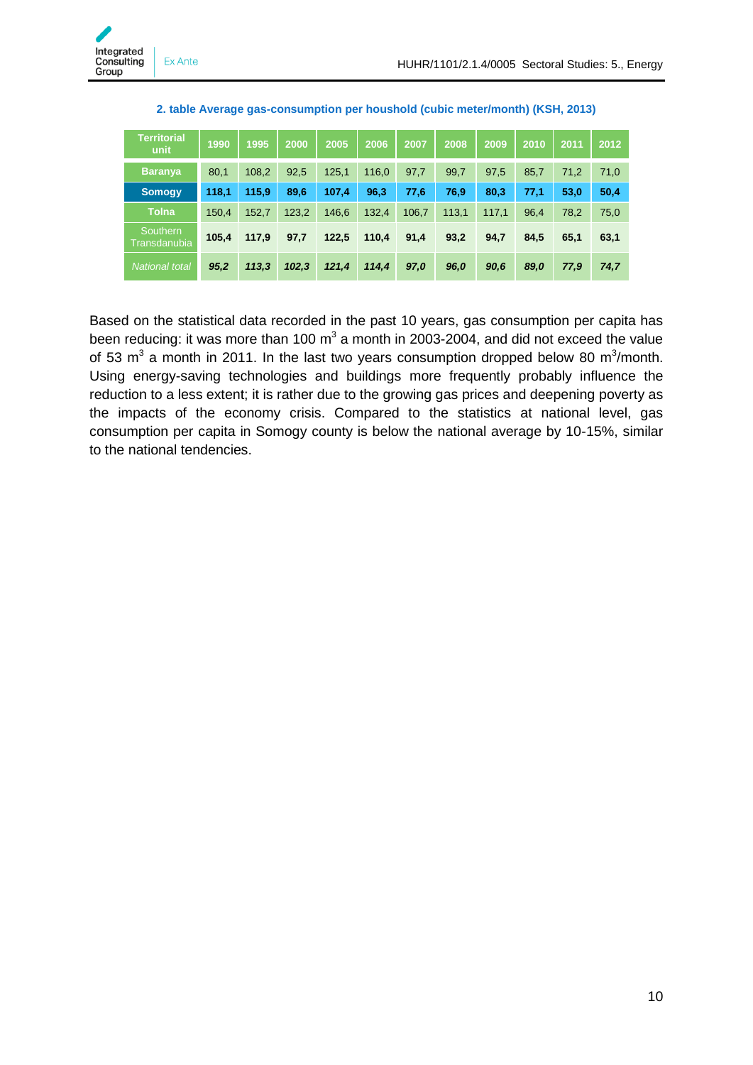**2. table Average gas-consumption per houshold (cubic meter/month) (KSH, 2013)**

| Territorial unit | 1990 | 1995 | 2000 | 2005 | 2006 | 2007 | 2008 | 2009 | 2010 | 2011 | 2012 |
|---|---|---|---|---|---|---|---|---|---|---|---|
| **Baranya** | 80,1 | 108,2 | 92,5 | 125,1 | 116,0 | 97,7 | 99,7 | 97,5 | 85,7 | 71,2 | 71,0 |
| **Somogy** | **118,1** | **115,9** | **89,6** | **107,4** | **96,3** | **77,6** | **76,9** | **80,3** | **77,1** | **53,0** | **50,4** |
| **Tolna** | 150,4 | 152,7 | 123,2 | 146,6 | 132,4 | 106,7 | 113,1 | 117,1 | 96,4 | 78,2 | 75,0 |
| Southern Transdanubia | **105,4** | **117,9** | **97,7** | **122,5** | **110,4** | **91,4** | **93,2** | **94,7** | **84,5** | **65,1** | **63,1** |
| *National total* | ***95,2*** | ***113,3*** | ***102,3*** | ***121,4*** | ***114,4*** | ***97,0*** | ***96,0*** | ***90,6*** | ***89,0*** | ***77,9*** | ***74,7*** |

Based on the statistical data recorded in the past 10 years, gas consumption per capita has been reducing: it was more than 100 $m^3$ a month in 2003-2004, and did not exceed the value of 53 $m^3$ a month in 2011. In the last two years consumption dropped below 80 $m^3$/month. Using energy-saving technologies and buildings more frequently probably influence the reduction to a less extent; it is rather due to the growing gas prices and deepening poverty as the impacts of the economy crisis. Compared to the statistics at national level, gas consumption per capita in Somogy county is below the national average by 10-15%, similar to the national tendencies.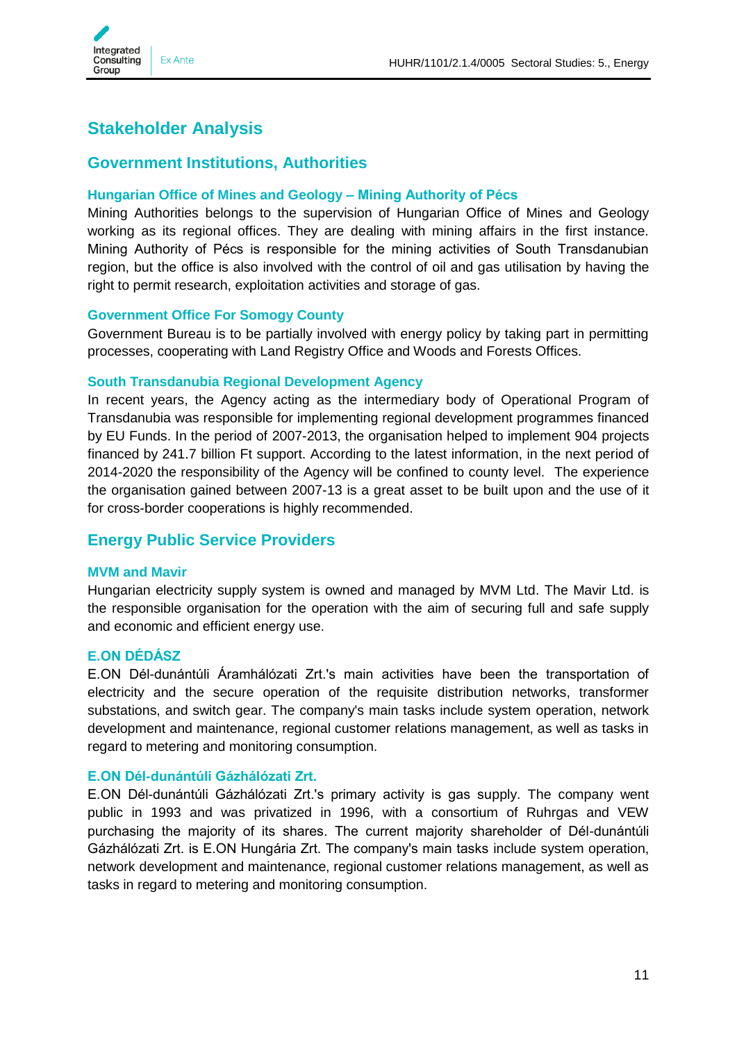# Stakeholder Analysis

## Government Institutions, Authorities

### Hungarian Office of Mines and Geology – Mining Authority of Pécs

Mining Authorities belongs to the supervision of Hungarian Office of Mines and Geology working as its regional offices. They are dealing with mining affairs in the first instance. Mining Authority of Pécs is responsible for the mining activities of South Transdanubian region, but the office is also involved with the control of oil and gas utilisation by having the right to permit research, exploitation activities and storage of gas.

### Government Office For Somogy County

Government Bureau is to be partially involved with energy policy by taking part in permitting processes, cooperating with Land Registry Office and Woods and Forests Offices.

### South Transdanubia Regional Development Agency

In recent years, the Agency acting as the intermediary body of Operational Program of Transdanubia was responsible for implementing regional development programmes financed by EU Funds. In the period of 2007-2013, the organisation helped to implement 904 projects financed by 241.7 billion Ft support. According to the latest information, in the next period of 2014-2020 the responsibility of the Agency will be confined to county level. The experience the organisation gained between 2007-13 is a great asset to be built upon and the use of it for cross-border cooperations is highly recommended.

## Energy Public Service Providers

### MVM and Mavir

Hungarian electricity supply system is owned and managed by MVM Ltd. The Mavir Ltd. is the responsible organisation for the operation with the aim of securing full and safe supply and economic and efficient energy use.

### E.ON DÉDÁSZ

E.ON Dél-dunántúli Áramhálózati Zrt.'s main activities have been the transportation of electricity and the secure operation of the requisite distribution networks, transformer substations, and switch gear. The company's main tasks include system operation, network development and maintenance, regional customer relations management, as well as tasks in regard to metering and monitoring consumption.

### E.ON Dél-dunántúli Gázhálózati Zrt.

E.ON Dél-dunántúli Gázhálózati Zrt.'s primary activity is gas supply. The company went public in 1993 and was privatized in 1996, with a consortium of Ruhrgas and VEW purchasing the majority of its shares. The current majority shareholder of Dél-dunántúli Gázhálózati Zrt. is E.ON Hungária Zrt. The company's main tasks include system operation, network development and maintenance, regional customer relations management, as well as tasks in regard to metering and monitoring consumption.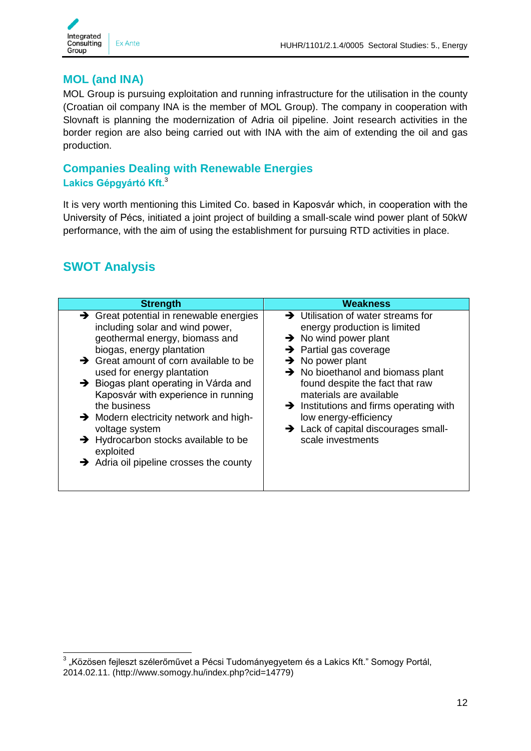## MOL (and INA)

MOL Group is pursuing exploitation and running infrastructure for the utilisation in the county (Croatian oil company INA is the member of MOL Group). The company in cooperation with Slovnaft is planning the modernization of Adria oil pipeline. Joint research activities in the border region are also being carried out with INA with the aim of extending the oil and gas production.

## Companies Dealing with Renewable Energies

### Lakics Gépgyártó Kft.[3]

It is very worth mentioning this Limited Co. based in Kaposvár which, in cooperation with the University of Pécs, initiated a joint project of building a small-scale wind power plant of 50kW performance, with the aim of using the establishment for pursuing RTD activities in place.

## SWOT Analysis

| Strength | Weakness |
|---|---|
| ➔ Great potential in renewable energies including solar and wind power, geothermal energy, biomass and biogas, energy plantation<br>➔ Great amount of corn available to be used for energy plantation<br>➔ Biogas plant operating in Várda and Kaposvár with experience in running the business<br>➔ Modern electricity network and high-voltage system<br>➔ Hydrocarbon stocks available to be exploited<br>➔ Adria oil pipeline crosses the county | ➔ Utilisation of water streams for energy production is limited<br>➔ No wind power plant<br>➔ Partial gas coverage<br>➔ No power plant<br>➔ No bioethanol and biomass plant found despite the fact that raw materials are available<br>➔ Institutions and firms operating with low energy-efficiency<br>➔ Lack of capital discourages small-scale investments |

[3] „Közösen fejleszt szélerőművet a Pécsi Tudományegyetem és a Lakics Kft." Somogy Portál, 2014.02.11. (http://www.somogy.hu/index.php?cid=14779)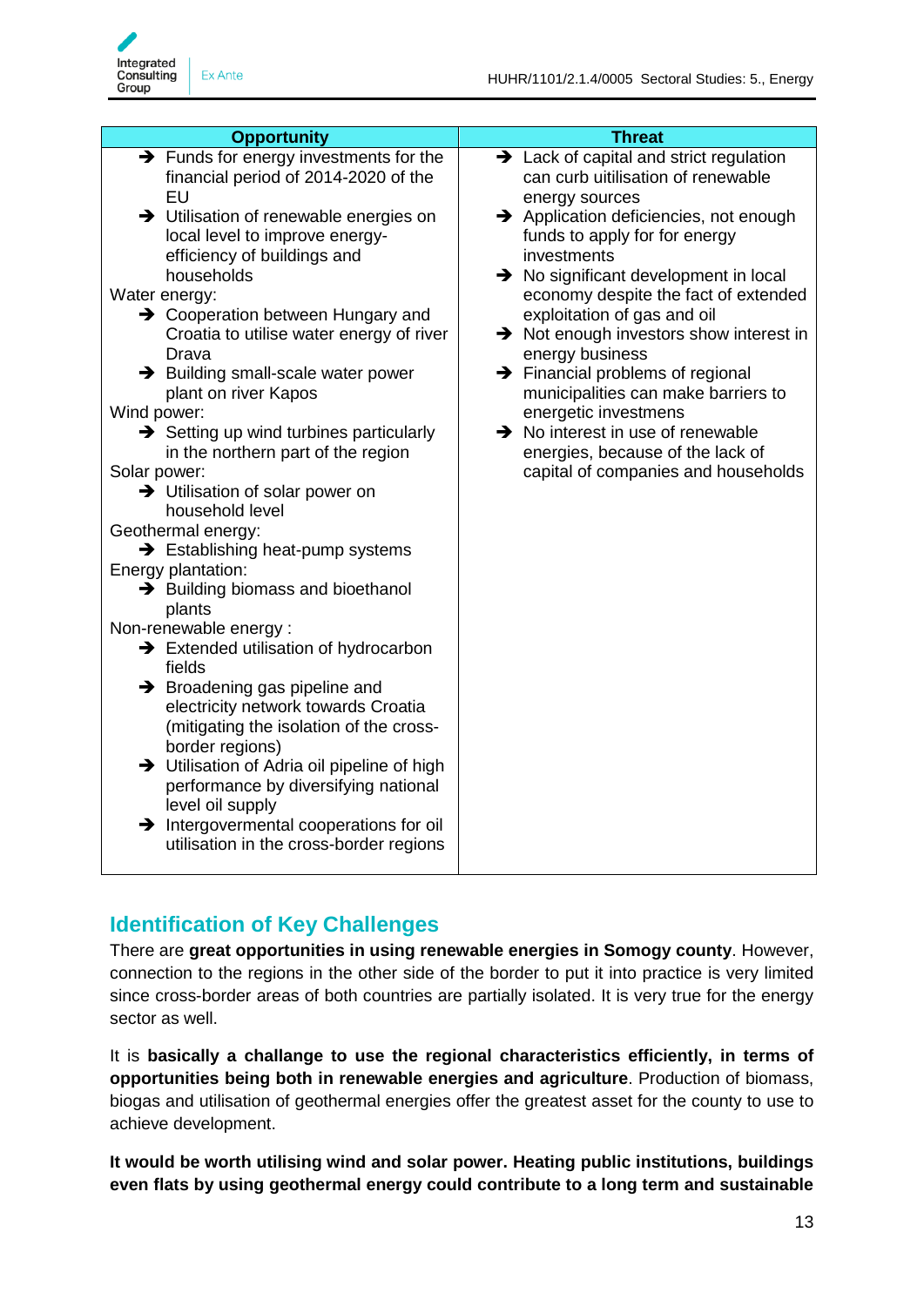| Opportunity | Threat |
|---|---|
| ➔ Funds for energy investments for the financial period of 2014-2020 of the EU<br>➔ Utilisation of renewable energies on local level to improve energy-efficiency of buildings and households<br>Water energy:<br>➔ Cooperation between Hungary and Croatia to utilise water energy of river Drava<br>➔ Building small-scale water power plant on river Kapos<br>Wind power:<br>➔ Setting up wind turbines particularly in the northern part of the region<br>Solar power:<br>➔ Utilisation of solar power on household level<br>Geothermal energy:<br>➔ Establishing heat-pump systems<br>Energy plantation:<br>➔ Building biomass and bioethanol plants<br>Non-renewable energy :<br>➔ Extended utilisation of hydrocarbon fields<br>➔ Broadening gas pipeline and electricity network towards Croatia (mitigating the isolation of the cross-border regions)<br>➔ Utilisation of Adria oil pipeline of high performance by diversifying national level oil supply<br>➔ Intergovermental cooperations for oil utilisation in the cross-border regions | ➔ Lack of capital and strict regulation can curb uitilisation of renewable energy sources<br>➔ Application deficiencies, not enough funds to apply for for energy investments<br>➔ No significant development in local economy despite the fact of extended exploitation of gas and oil<br>➔ Not enough investors show interest in energy business<br>➔ Financial problems of regional municipalities can make barriers to energetic investmens<br>➔ No interest in use of renewable energies, because of the lack of capital of companies and households |

## Identification of Key Challenges

There are **great opportunities in using renewable energies in Somogy county**. However, connection to the regions in the other side of the border to put it into practice is very limited since cross-border areas of both countries are partially isolated. It is very true for the energy sector as well.

It is **basically a challange to use the regional characteristics efficiently, in terms of opportunities being both in renewable energies and agriculture**. Production of biomass, biogas and utilisation of geothermal energies offer the greatest asset for the county to use to achieve development.

**It would be worth utilising wind and solar power. Heating public institutions, buildings even flats by using geothermal energy could contribute to a long term and sustainable**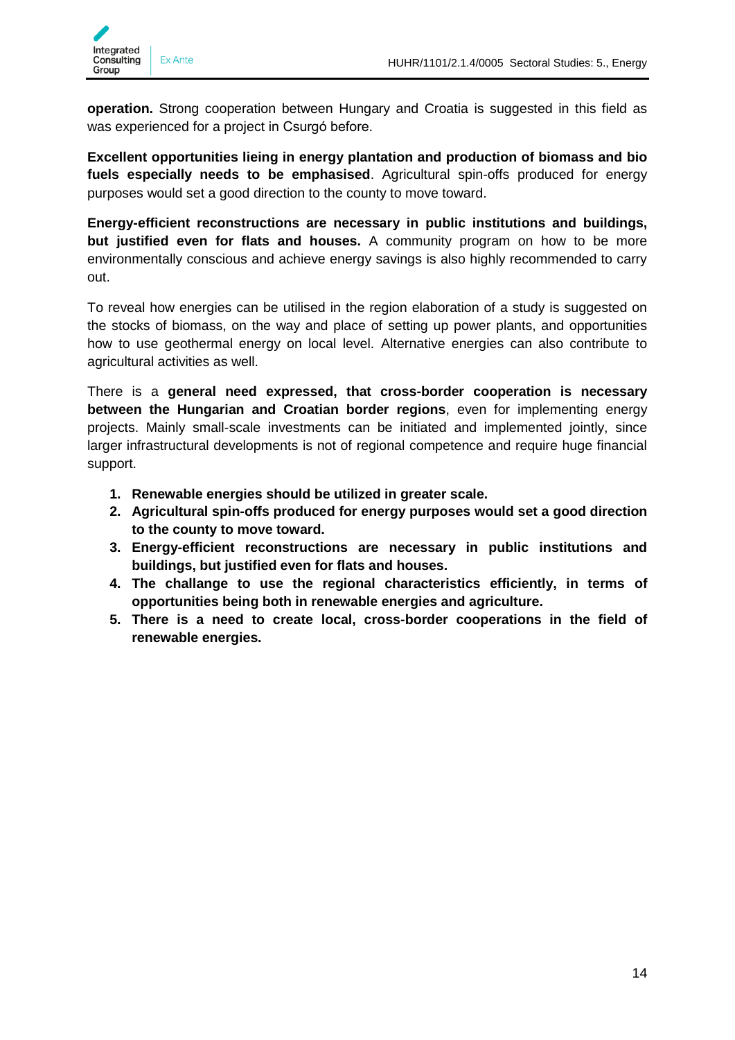**operation.** Strong cooperation between Hungary and Croatia is suggested in this field as was experienced for a project in Csurgó before.

**Excellent opportunities lieing in energy plantation and production of biomass and bio fuels especially needs to be emphasised**. Agricultural spin-offs produced for energy purposes would set a good direction to the county to move toward.

**Energy-efficient reconstructions are necessary in public institutions and buildings, but justified even for flats and houses.** A community program on how to be more environmentally conscious and achieve energy savings is also highly recommended to carry out.

To reveal how energies can be utilised in the region elaboration of a study is suggested on the stocks of biomass, on the way and place of setting up power plants, and opportunities how to use geothermal energy on local level. Alternative energies can also contribute to agricultural activities as well.

There is a **general need expressed, that cross-border cooperation is necessary between the Hungarian and Croatian border regions**, even for implementing energy projects. Mainly small-scale investments can be initiated and implemented jointly, since larger infrastructural developments is not of regional competence and require huge financial support.

1. **Renewable energies should be utilized in greater scale.**
2. **Agricultural spin-offs produced for energy purposes would set a good direction to the county to move toward.**
3. **Energy-efficient reconstructions are necessary in public institutions and buildings, but justified even for flats and houses.**
4. **The challange to use the regional characteristics efficiently, in terms of opportunities being both in renewable energies and agriculture.**
5. **There is a need to create local, cross-border cooperations in the field of renewable energies.**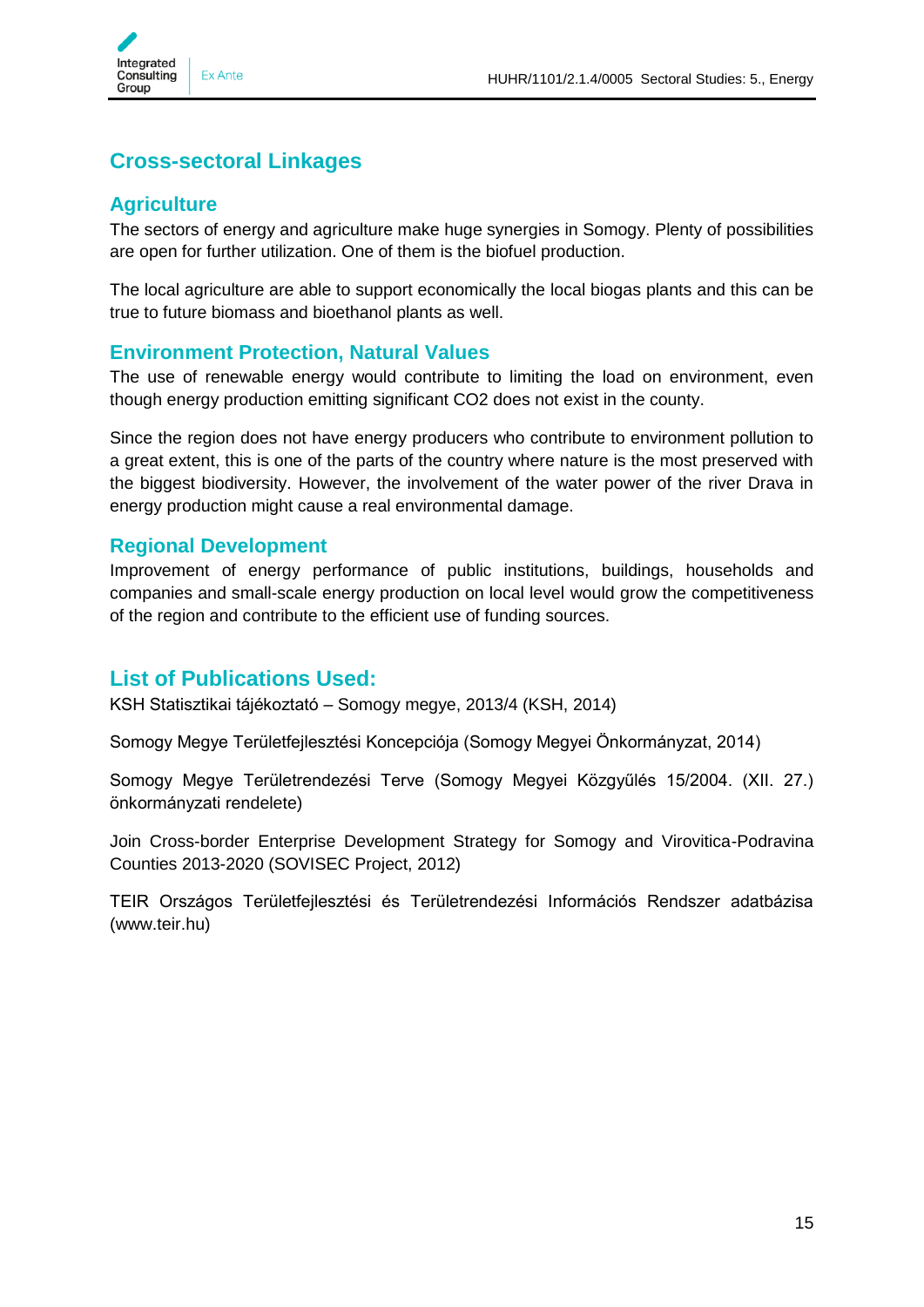## Cross-sectoral Linkages

### Agriculture

The sectors of energy and agriculture make huge synergies in Somogy. Plenty of possibilities are open for further utilization. One of them is the biofuel production.

The local agriculture are able to support economically the local biogas plants and this can be true to future biomass and bioethanol plants as well.

### Environment Protection, Natural Values

The use of renewable energy would contribute to limiting the load on environment, even though energy production emitting significant CO2 does not exist in the county.

Since the region does not have energy producers who contribute to environment pollution to a great extent, this is one of the parts of the country where nature is the most preserved with the biggest biodiversity. However, the involvement of the water power of the river Drava in energy production might cause a real environmental damage.

### Regional Development

Improvement of energy performance of public institutions, buildings, households and companies and small-scale energy production on local level would grow the competitiveness of the region and contribute to the efficient use of funding sources.

## List of Publications Used:

KSH Statisztikai tájékoztató – Somogy megye, 2013/4 (KSH, 2014)

Somogy Megye Területfejlesztési Koncepciója (Somogy Megyei Önkormányzat, 2014)

Somogy Megye Területrendezési Terve (Somogy Megyei Közgyűlés 15/2004. (XII. 27.) önkormányzati rendelete)

Join Cross-border Enterprise Development Strategy for Somogy and Virovitica-Podravina Counties 2013-2020 (SOVISEC Project, 2012)

TEIR Országos Területfejlesztési és Területrendezési Információs Rendszer adatbázisa (www.teir.hu)